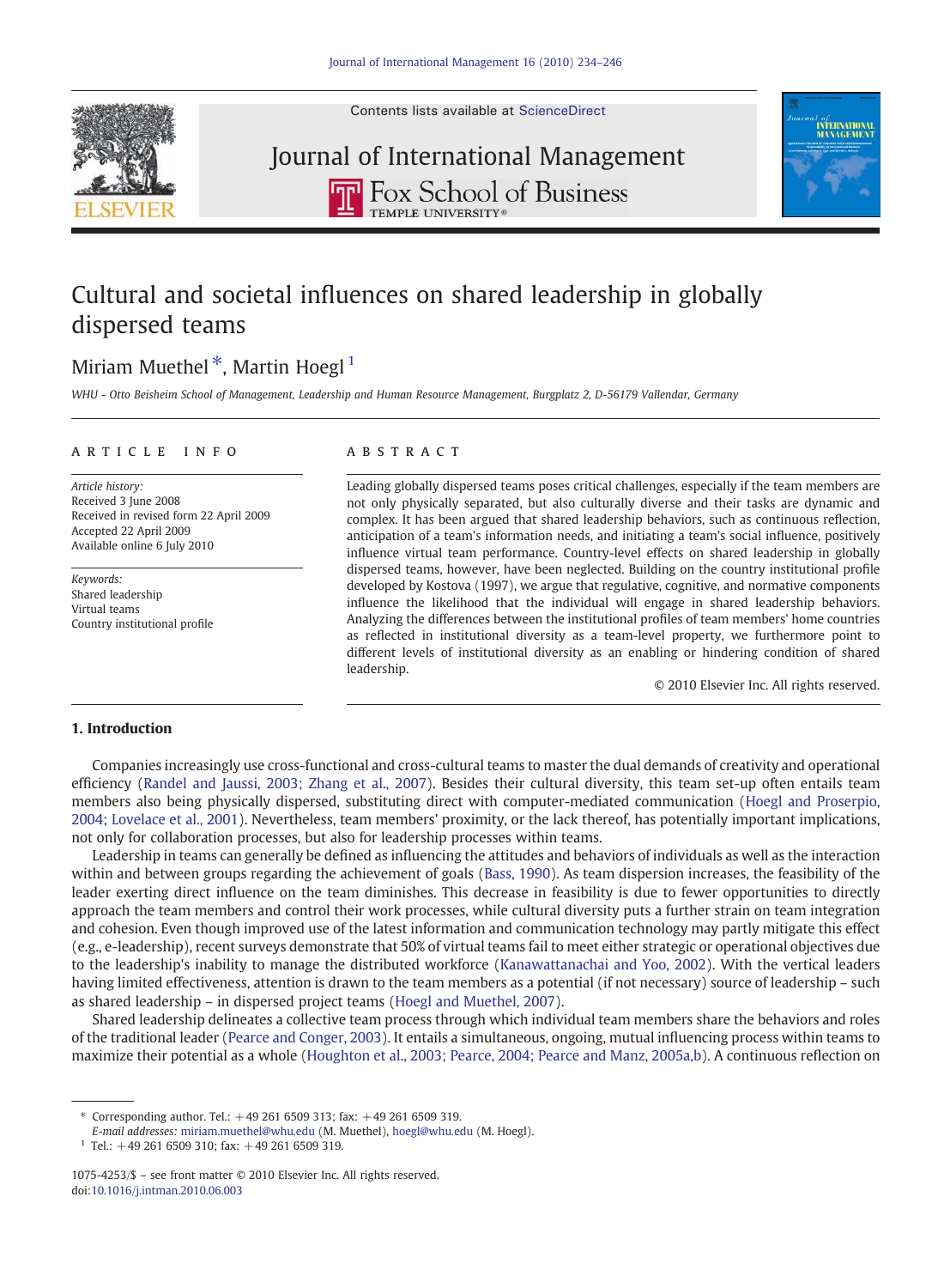Contents lists available at ScienceDirect

# Journal of International Management

Fox School of Business, Temple University

# Cultural and societal influences on shared leadership in globally dispersed teams

Miriam Muethel *, Martin Hoegl [1]

*WHU - Otto Beisheim School of Management, Leadership and Human Resource Management, Burgplatz 2, D-56179 Vallendar, Germany*

## ARTICLE INFO

*Article history:*
Received 3 June 2008
Received in revised form 22 April 2009
Accepted 22 April 2009
Available online 6 July 2010

*Keywords:*
Shared leadership
Virtual teams
Country institutional profile

## ABSTRACT

Leading globally dispersed teams poses critical challenges, especially if the team members are not only physically separated, but also culturally diverse and their tasks are dynamic and complex. It has been argued that shared leadership behaviors, such as continuous reflection, anticipation of a team's information needs, and initiating a team's social influence, positively influence virtual team performance. Country-level effects on shared leadership in globally dispersed teams, however, have been neglected. Building on the country institutional profile developed by Kostova (1997), we argue that regulative, cognitive, and normative components influence the likelihood that the individual will engage in shared leadership behaviors. Analyzing the differences between the institutional profiles of team members' home countries as reflected in institutional diversity as a team-level property, we furthermore point to different levels of institutional diversity as an enabling or hindering condition of shared leadership.

© 2010 Elsevier Inc. All rights reserved.

## 1. Introduction

Companies increasingly use cross-functional and cross-cultural teams to master the dual demands of creativity and operational efficiency (Randel and Jaussi, 2003; Zhang et al., 2007). Besides their cultural diversity, this team set-up often entails team members also being physically dispersed, substituting direct with computer-mediated communication (Hoegl and Proserpio, 2004; Lovelace et al., 2001). Nevertheless, team members' proximity, or the lack thereof, has potentially important implications, not only for collaboration processes, but also for leadership processes within teams.

Leadership in teams can generally be defined as influencing the attitudes and behaviors of individuals as well as the interaction within and between groups regarding the achievement of goals (Bass, 1990). As team dispersion increases, the feasibility of the leader exerting direct influence on the team diminishes. This decrease in feasibility is due to fewer opportunities to directly approach the team members and control their work processes, while cultural diversity puts a further strain on team integration and cohesion. Even though improved use of the latest information and communication technology may partly mitigate this effect (e.g., e-leadership), recent surveys demonstrate that 50% of virtual teams fail to meet either strategic or operational objectives due to the leadership's inability to manage the distributed workforce (Kanawattanachai and Yoo, 2002). With the vertical leaders having limited effectiveness, attention is drawn to the team members as a potential (if not necessary) source of leadership – such as shared leadership – in dispersed project teams (Hoegl and Muethel, 2007).

Shared leadership delineates a collective team process through which individual team members share the behaviors and roles of the traditional leader (Pearce and Conger, 2003). It entails a simultaneous, ongoing, mutual influencing process within teams to maximize their potential as a whole (Houghton et al., 2003; Pearce, 2004; Pearce and Manz, 2005a,b). A continuous reflection on

* Corresponding author. Tel.: +49 261 6509 313; fax: +49 261 6509 319.
*E-mail addresses:* miriam.muethel@whu.edu (M. Muethel), hoegl@whu.edu (M. Hoegl).
[1] Tel.: +49 261 6509 310; fax: +49 261 6509 319.

1075-4253/$ – see front matter © 2010 Elsevier Inc. All rights reserved.
doi:10.1016/j.intman.2010.06.003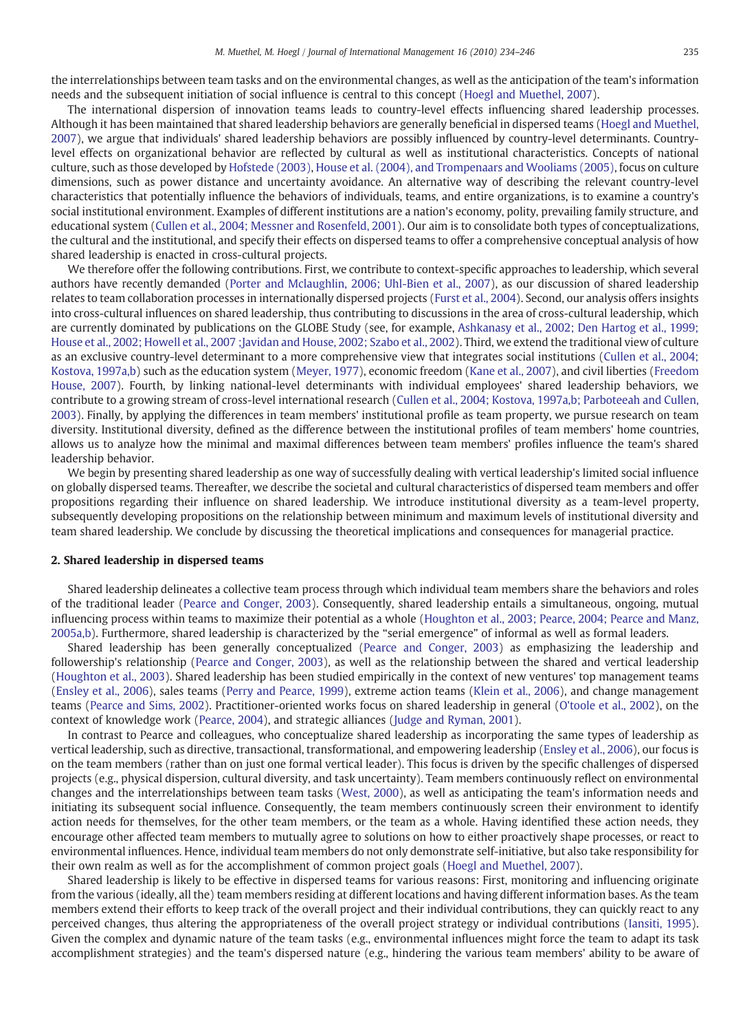the interrelationships between team tasks and on the environmental changes, as well as the anticipation of the team's information needs and the subsequent initiation of social influence is central to this concept (Hoegl and Muethel, 2007).

The international dispersion of innovation teams leads to country-level effects influencing shared leadership processes. Although it has been maintained that shared leadership behaviors are generally beneficial in dispersed teams (Hoegl and Muethel, 2007), we argue that individuals' shared leadership behaviors are possibly influenced by country-level determinants. Country-level effects on organizational behavior are reflected by cultural as well as institutional characteristics. Concepts of national culture, such as those developed by Hofstede (2003), House et al. (2004), and Trompenaars and Wooliams (2005), focus on culture dimensions, such as power distance and uncertainty avoidance. An alternative way of describing the relevant country-level characteristics that potentially influence the behaviors of individuals, teams, and entire organizations, is to examine a country's social institutional environment. Examples of different institutions are a nation's economy, polity, prevailing family structure, and educational system (Cullen et al., 2004; Messner and Rosenfeld, 2001). Our aim is to consolidate both types of conceptualizations, the cultural and the institutional, and specify their effects on dispersed teams to offer a comprehensive conceptual analysis of how shared leadership is enacted in cross-cultural projects.

We therefore offer the following contributions. First, we contribute to context-specific approaches to leadership, which several authors have recently demanded (Porter and Mclaughlin, 2006; Uhl-Bien et al., 2007), as our discussion of shared leadership relates to team collaboration processes in internationally dispersed projects (Furst et al., 2004). Second, our analysis offers insights into cross-cultural influences on shared leadership, thus contributing to discussions in the area of cross-cultural leadership, which are currently dominated by publications on the GLOBE Study (see, for example, Ashkanasy et al., 2002; Den Hartog et al., 1999; House et al., 2002; Howell et al., 2007 ;Javidan and House, 2002; Szabo et al., 2002). Third, we extend the traditional view of culture as an exclusive country-level determinant to a more comprehensive view that integrates social institutions (Cullen et al., 2004; Kostova, 1997a,b) such as the education system (Meyer, 1977), economic freedom (Kane et al., 2007), and civil liberties (Freedom House, 2007). Fourth, by linking national-level determinants with individual employees' shared leadership behaviors, we contribute to a growing stream of cross-level international research (Cullen et al., 2004; Kostova, 1997a,b; Parboteeah and Cullen, 2003). Finally, by applying the differences in team members' institutional profile as team property, we pursue research on team diversity. Institutional diversity, defined as the difference between the institutional profiles of team members' home countries, allows us to analyze how the minimal and maximal differences between team members' profiles influence the team's shared leadership behavior.

We begin by presenting shared leadership as one way of successfully dealing with vertical leadership's limited social influence on globally dispersed teams. Thereafter, we describe the societal and cultural characteristics of dispersed team members and offer propositions regarding their influence on shared leadership. We introduce institutional diversity as a team-level property, subsequently developing propositions on the relationship between minimum and maximum levels of institutional diversity and team shared leadership. We conclude by discussing the theoretical implications and consequences for managerial practice.

## 2. Shared leadership in dispersed teams

Shared leadership delineates a collective team process through which individual team members share the behaviors and roles of the traditional leader (Pearce and Conger, 2003). Consequently, shared leadership entails a simultaneous, ongoing, mutual influencing process within teams to maximize their potential as a whole (Houghton et al., 2003; Pearce, 2004; Pearce and Manz, 2005a,b). Furthermore, shared leadership is characterized by the "serial emergence" of informal as well as formal leaders.

Shared leadership has been generally conceptualized (Pearce and Conger, 2003) as emphasizing the leadership and followership's relationship (Pearce and Conger, 2003), as well as the relationship between the shared and vertical leadership (Houghton et al., 2003). Shared leadership has been studied empirically in the context of new ventures' top management teams (Ensley et al., 2006), sales teams (Perry and Pearce, 1999), extreme action teams (Klein et al., 2006), and change management teams (Pearce and Sims, 2002). Practitioner-oriented works focus on shared leadership in general (O'toole et al., 2002), on the context of knowledge work (Pearce, 2004), and strategic alliances (Judge and Ryman, 2001).

In contrast to Pearce and colleagues, who conceptualize shared leadership as incorporating the same types of leadership as vertical leadership, such as directive, transactional, transformational, and empowering leadership (Ensley et al., 2006), our focus is on the team members (rather than on just one formal vertical leader). This focus is driven by the specific challenges of dispersed projects (e.g., physical dispersion, cultural diversity, and task uncertainty). Team members continuously reflect on environmental changes and the interrelationships between team tasks (West, 2000), as well as anticipating the team's information needs and initiating its subsequent social influence. Consequently, the team members continuously screen their environment to identify action needs for themselves, for the other team members, or the team as a whole. Having identified these action needs, they encourage other affected team members to mutually agree to solutions on how to either proactively shape processes, or react to environmental influences. Hence, individual team members do not only demonstrate self-initiative, but also take responsibility for their own realm as well as for the accomplishment of common project goals (Hoegl and Muethel, 2007).

Shared leadership is likely to be effective in dispersed teams for various reasons: First, monitoring and influencing originate from the various (ideally, all the) team members residing at different locations and having different information bases. As the team members extend their efforts to keep track of the overall project and their individual contributions, they can quickly react to any perceived changes, thus altering the appropriateness of the overall project strategy or individual contributions (Iansiti, 1995). Given the complex and dynamic nature of the team tasks (e.g., environmental influences might force the team to adapt its task accomplishment strategies) and the team's dispersed nature (e.g., hindering the various team members' ability to be aware of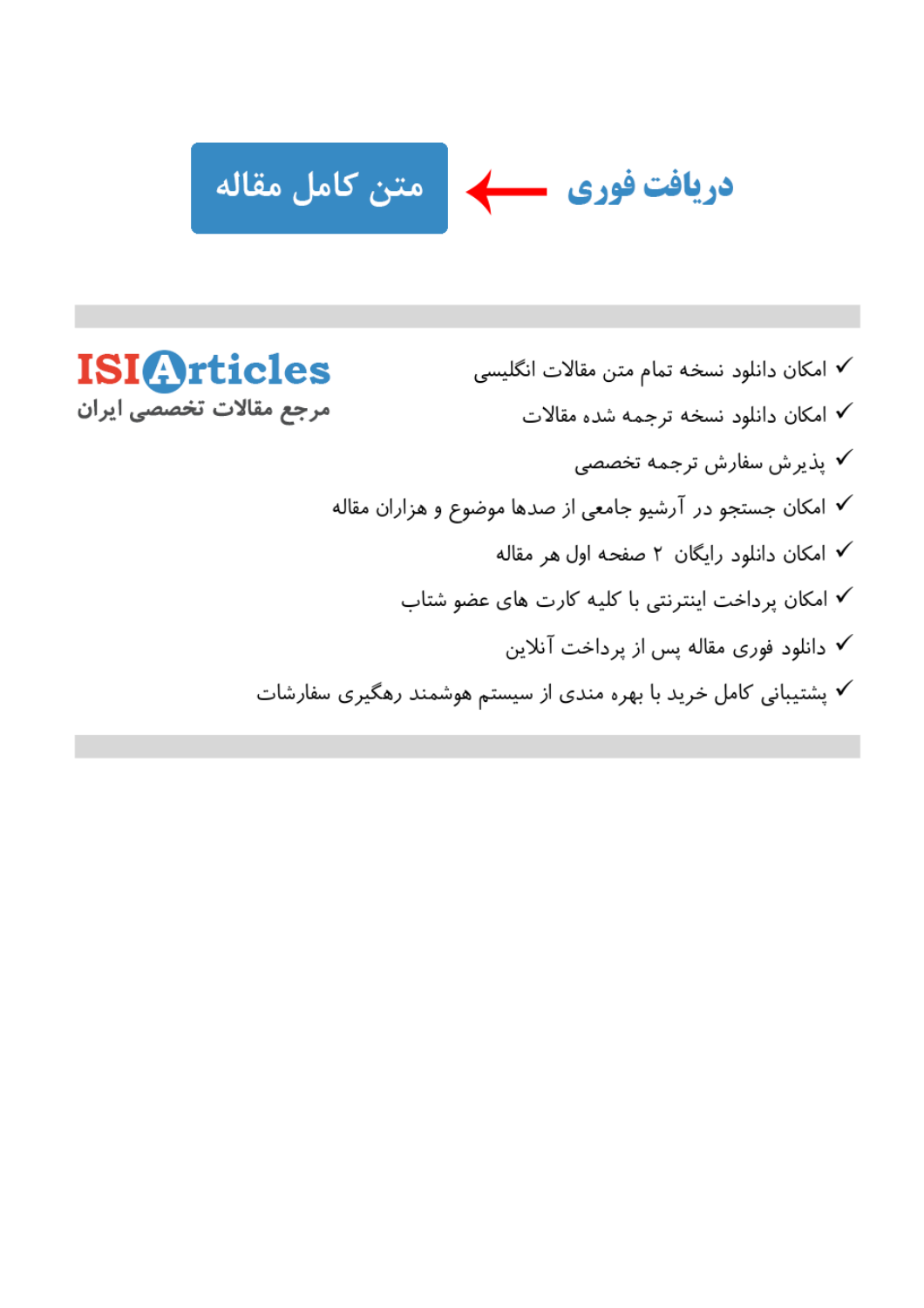دریافت فوری ← متن کامل مقاله

**ISIArticles**
مرجع مقالات تخصصی ایران

- ✓ امکان دانلود نسخه تمام متن مقالات انگلیسی
- ✓ امکان دانلود نسخه ترجمه شده مقالات
- ✓ پذیرش سفارش ترجمه تخصصی
- ✓ امکان جستجو در آرشیو جامعی از صدها موضوع و هزاران مقاله
- ✓ امکان دانلود رایگان ۲ صفحه اول هر مقاله
- ✓ امکان پرداخت اینترنتی با کلیه کارت های عضو شتاب
- ✓ دانلود فوری مقاله پس از پرداخت آنلاین
- ✓ پشتیبانی کامل خرید با بهره مندی از سیستم هوشمند رهگیری سفارشات